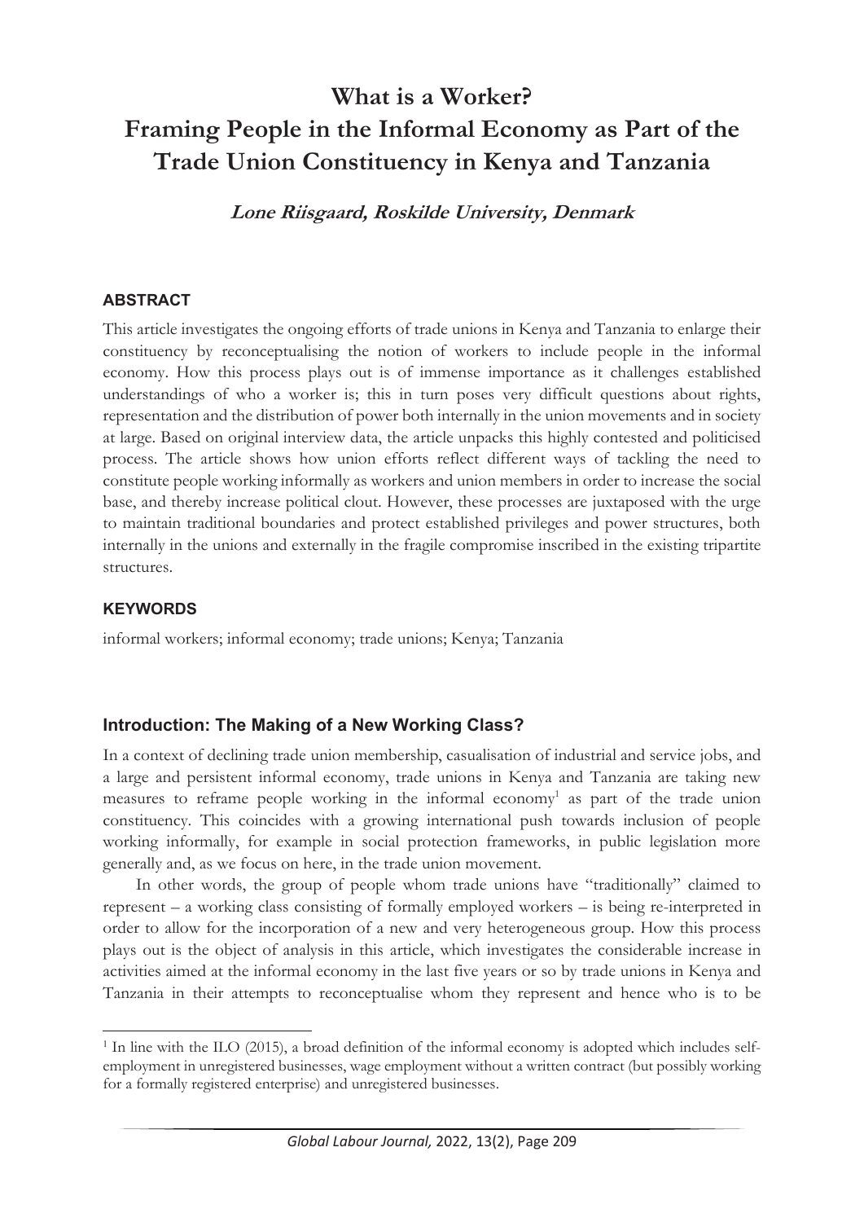# What is a Worker?
# Framing People in the Informal Economy as Part of the Trade Union Constituency in Kenya and Tanzania

***Lone Riisgaard, Roskilde University, Denmark***

## ABSTRACT

This article investigates the ongoing efforts of trade unions in Kenya and Tanzania to enlarge their constituency by reconceptualising the notion of workers to include people in the informal economy. How this process plays out is of immense importance as it challenges established understandings of who a worker is; this in turn poses very difficult questions about rights, representation and the distribution of power both internally in the union movements and in society at large. Based on original interview data, the article unpacks this highly contested and politicised process. The article shows how union efforts reflect different ways of tackling the need to constitute people working informally as workers and union members in order to increase the social base, and thereby increase political clout. However, these processes are juxtaposed with the urge to maintain traditional boundaries and protect established privileges and power structures, both internally in the unions and externally in the fragile compromise inscribed in the existing tripartite structures.

## KEYWORDS

informal workers; informal economy; trade unions; Kenya; Tanzania

## Introduction: The Making of a New Working Class?

In a context of declining trade union membership, casualisation of industrial and service jobs, and a large and persistent informal economy, trade unions in Kenya and Tanzania are taking new measures to reframe people working in the informal economy[1] as part of the trade union constituency. This coincides with a growing international push towards inclusion of people working informally, for example in social protection frameworks, in public legislation more generally and, as we focus on here, in the trade union movement.

In other words, the group of people whom trade unions have "traditionally" claimed to represent – a working class consisting of formally employed workers – is being re-interpreted in order to allow for the incorporation of a new and very heterogeneous group. How this process plays out is the object of analysis in this article, which investigates the considerable increase in activities aimed at the informal economy in the last five years or so by trade unions in Kenya and Tanzania in their attempts to reconceptualise whom they represent and hence who is to be

---

[1] In line with the ILO (2015), a broad definition of the informal economy is adopted which includes self-employment in unregistered businesses, wage employment without a written contract (but possibly working for a formally registered enterprise) and unregistered businesses.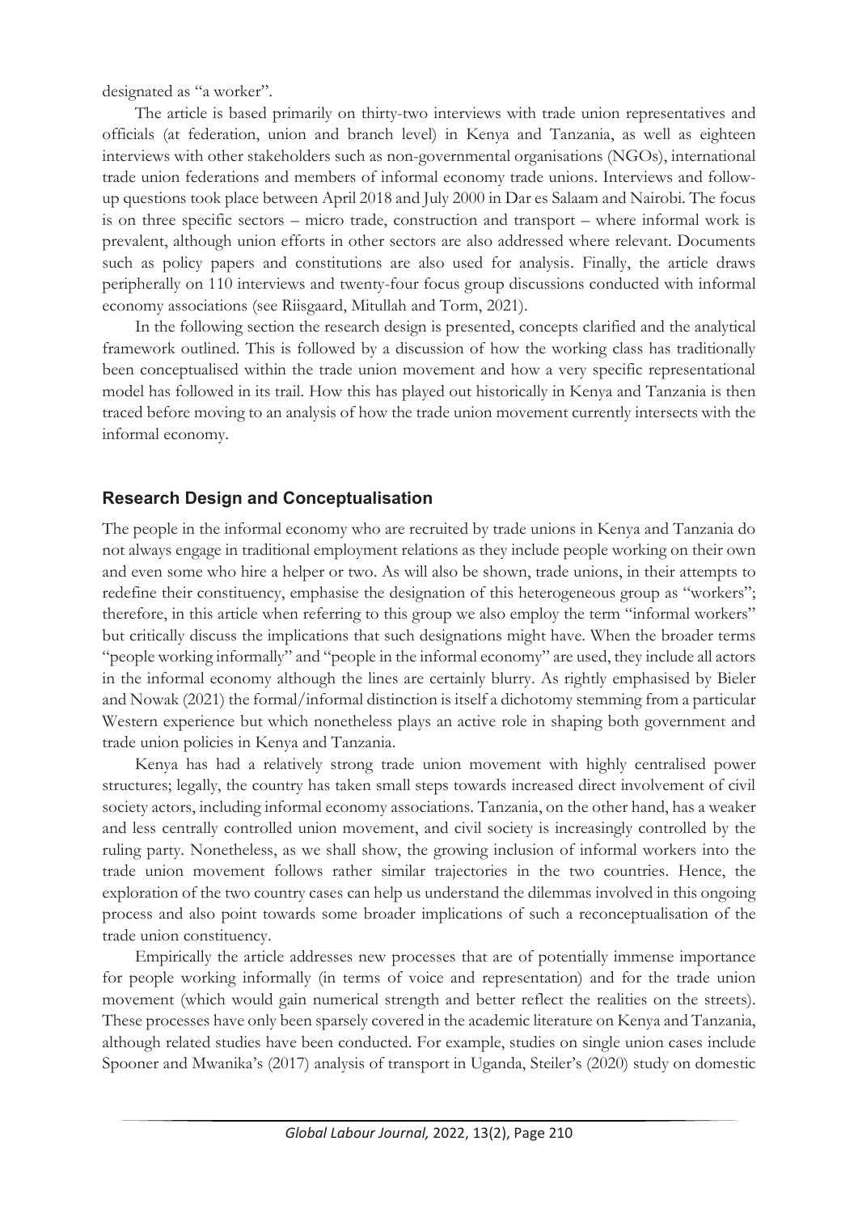designated as "a worker".

The article is based primarily on thirty-two interviews with trade union representatives and officials (at federation, union and branch level) in Kenya and Tanzania, as well as eighteen interviews with other stakeholders such as non-governmental organisations (NGOs), international trade union federations and members of informal economy trade unions. Interviews and follow-up questions took place between April 2018 and July 2000 in Dar es Salaam and Nairobi. The focus is on three specific sectors – micro trade, construction and transport – where informal work is prevalent, although union efforts in other sectors are also addressed where relevant. Documents such as policy papers and constitutions are also used for analysis. Finally, the article draws peripherally on 110 interviews and twenty-four focus group discussions conducted with informal economy associations (see Riisgaard, Mitullah and Torm, 2021).

In the following section the research design is presented, concepts clarified and the analytical framework outlined. This is followed by a discussion of how the working class has traditionally been conceptualised within the trade union movement and how a very specific representational model has followed in its trail. How this has played out historically in Kenya and Tanzania is then traced before moving to an analysis of how the trade union movement currently intersects with the informal economy.

## Research Design and Conceptualisation

The people in the informal economy who are recruited by trade unions in Kenya and Tanzania do not always engage in traditional employment relations as they include people working on their own and even some who hire a helper or two. As will also be shown, trade unions, in their attempts to redefine their constituency, emphasise the designation of this heterogeneous group as "workers"; therefore, in this article when referring to this group we also employ the term "informal workers" but critically discuss the implications that such designations might have. When the broader terms "people working informally" and "people in the informal economy" are used, they include all actors in the informal economy although the lines are certainly blurry. As rightly emphasised by Bieler and Nowak (2021) the formal/informal distinction is itself a dichotomy stemming from a particular Western experience but which nonetheless plays an active role in shaping both government and trade union policies in Kenya and Tanzania.

Kenya has had a relatively strong trade union movement with highly centralised power structures; legally, the country has taken small steps towards increased direct involvement of civil society actors, including informal economy associations. Tanzania, on the other hand, has a weaker and less centrally controlled union movement, and civil society is increasingly controlled by the ruling party. Nonetheless, as we shall show, the growing inclusion of informal workers into the trade union movement follows rather similar trajectories in the two countries. Hence, the exploration of the two country cases can help us understand the dilemmas involved in this ongoing process and also point towards some broader implications of such a reconceptualisation of the trade union constituency.

Empirically the article addresses new processes that are of potentially immense importance for people working informally (in terms of voice and representation) and for the trade union movement (which would gain numerical strength and better reflect the realities on the streets). These processes have only been sparsely covered in the academic literature on Kenya and Tanzania, although related studies have been conducted. For example, studies on single union cases include Spooner and Mwanika's (2017) analysis of transport in Uganda, Steiler's (2020) study on domestic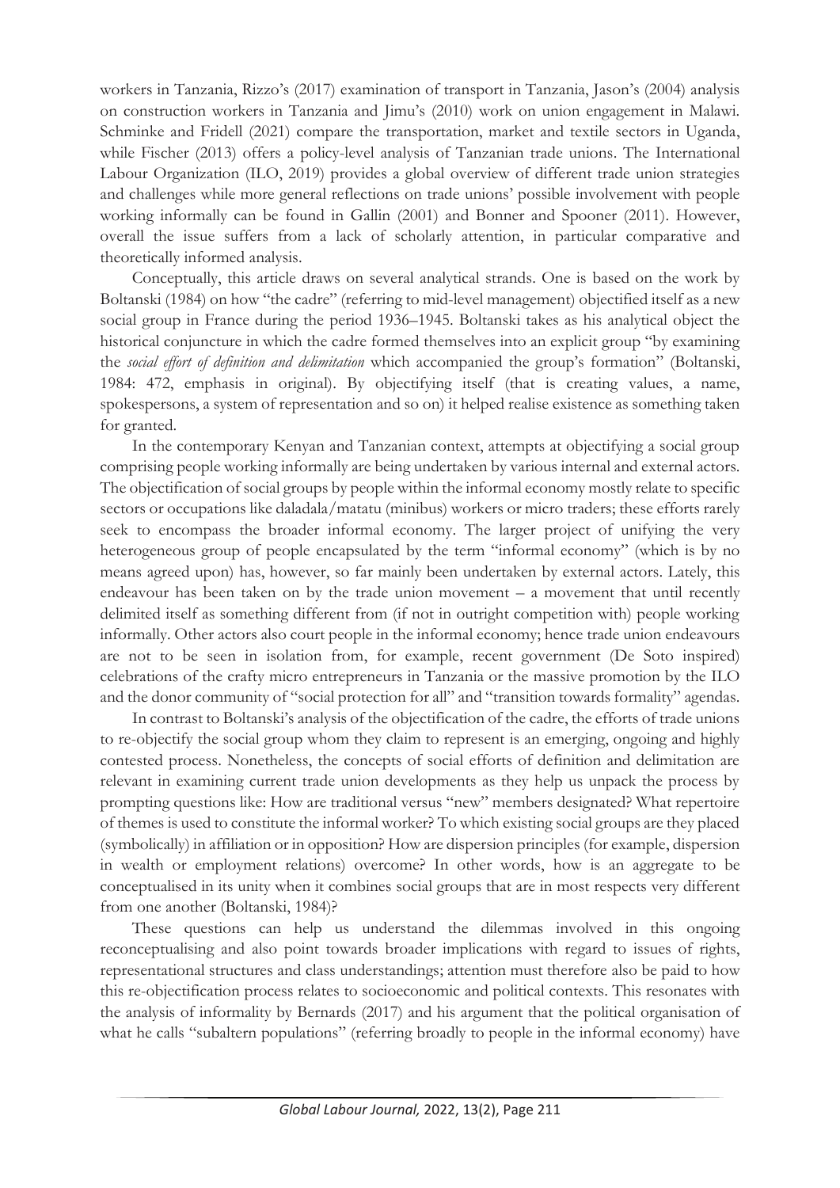workers in Tanzania, Rizzo's (2017) examination of transport in Tanzania, Jason's (2004) analysis on construction workers in Tanzania and Jimu's (2010) work on union engagement in Malawi. Schminke and Fridell (2021) compare the transportation, market and textile sectors in Uganda, while Fischer (2013) offers a policy-level analysis of Tanzanian trade unions. The International Labour Organization (ILO, 2019) provides a global overview of different trade union strategies and challenges while more general reflections on trade unions' possible involvement with people working informally can be found in Gallin (2001) and Bonner and Spooner (2011). However, overall the issue suffers from a lack of scholarly attention, in particular comparative and theoretically informed analysis.

Conceptually, this article draws on several analytical strands. One is based on the work by Boltanski (1984) on how "the cadre" (referring to mid-level management) objectified itself as a new social group in France during the period 1936–1945. Boltanski takes as his analytical object the historical conjuncture in which the cadre formed themselves into an explicit group "by examining the *social effort of definition and delimitation* which accompanied the group's formation" (Boltanski, 1984: 472, emphasis in original). By objectifying itself (that is creating values, a name, spokespersons, a system of representation and so on) it helped realise existence as something taken for granted.

In the contemporary Kenyan and Tanzanian context, attempts at objectifying a social group comprising people working informally are being undertaken by various internal and external actors. The objectification of social groups by people within the informal economy mostly relate to specific sectors or occupations like daladala/matatu (minibus) workers or micro traders; these efforts rarely seek to encompass the broader informal economy. The larger project of unifying the very heterogeneous group of people encapsulated by the term "informal economy" (which is by no means agreed upon) has, however, so far mainly been undertaken by external actors. Lately, this endeavour has been taken on by the trade union movement – a movement that until recently delimited itself as something different from (if not in outright competition with) people working informally. Other actors also court people in the informal economy; hence trade union endeavours are not to be seen in isolation from, for example, recent government (De Soto inspired) celebrations of the crafty micro entrepreneurs in Tanzania or the massive promotion by the ILO and the donor community of "social protection for all" and "transition towards formality" agendas.

In contrast to Boltanski's analysis of the objectification of the cadre, the efforts of trade unions to re-objectify the social group whom they claim to represent is an emerging, ongoing and highly contested process. Nonetheless, the concepts of social efforts of definition and delimitation are relevant in examining current trade union developments as they help us unpack the process by prompting questions like: How are traditional versus "new" members designated? What repertoire of themes is used to constitute the informal worker? To which existing social groups are they placed (symbolically) in affiliation or in opposition? How are dispersion principles (for example, dispersion in wealth or employment relations) overcome? In other words, how is an aggregate to be conceptualised in its unity when it combines social groups that are in most respects very different from one another (Boltanski, 1984)?

These questions can help us understand the dilemmas involved in this ongoing reconceptualising and also point towards broader implications with regard to issues of rights, representational structures and class understandings; attention must therefore also be paid to how this re-objectification process relates to socioeconomic and political contexts. This resonates with the analysis of informality by Bernards (2017) and his argument that the political organisation of what he calls "subaltern populations" (referring broadly to people in the informal economy) have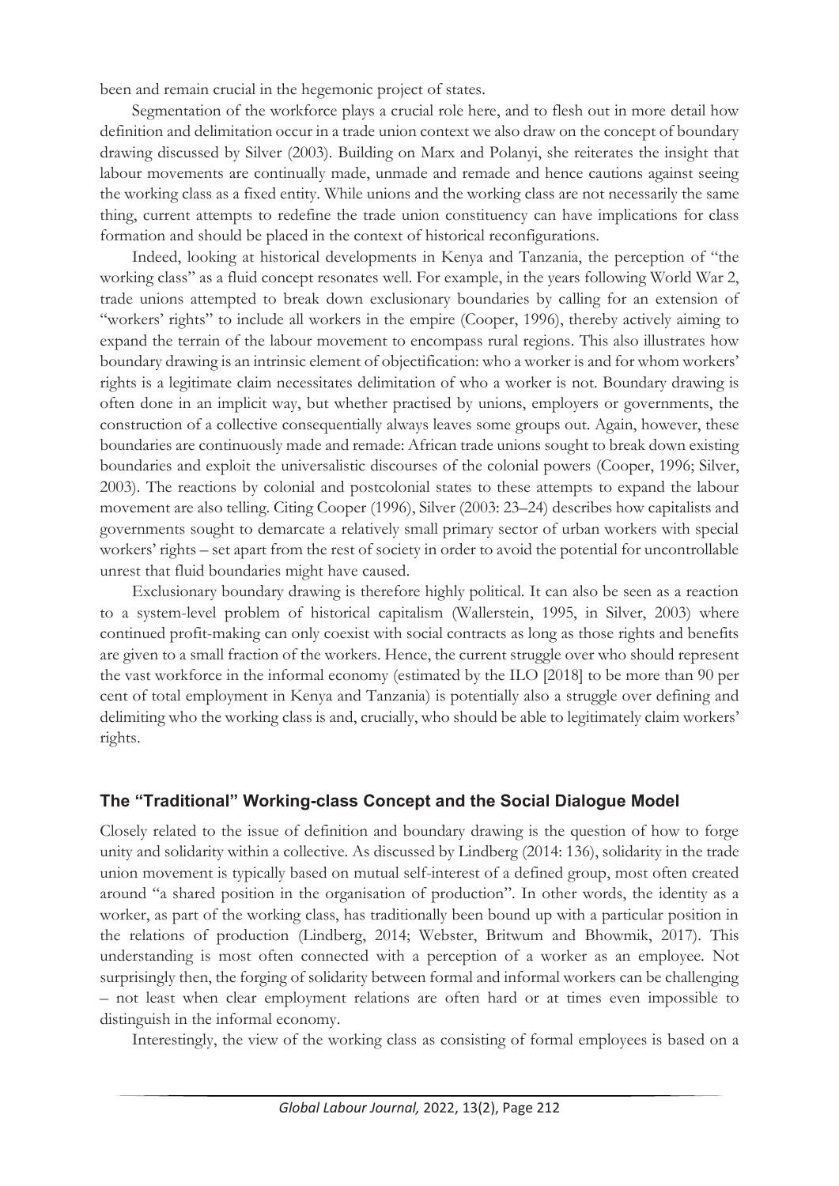been and remain crucial in the hegemonic project of states.

Segmentation of the workforce plays a crucial role here, and to flesh out in more detail how definition and delimitation occur in a trade union context we also draw on the concept of boundary drawing discussed by Silver (2003). Building on Marx and Polanyi, she reiterates the insight that labour movements are continually made, unmade and remade and hence cautions against seeing the working class as a fixed entity. While unions and the working class are not necessarily the same thing, current attempts to redefine the trade union constituency can have implications for class formation and should be placed in the context of historical reconfigurations.

Indeed, looking at historical developments in Kenya and Tanzania, the perception of "the working class" as a fluid concept resonates well. For example, in the years following World War 2, trade unions attempted to break down exclusionary boundaries by calling for an extension of "workers' rights" to include all workers in the empire (Cooper, 1996), thereby actively aiming to expand the terrain of the labour movement to encompass rural regions. This also illustrates how boundary drawing is an intrinsic element of objectification: who a worker is and for whom workers' rights is a legitimate claim necessitates delimitation of who a worker is not. Boundary drawing is often done in an implicit way, but whether practised by unions, employers or governments, the construction of a collective consequentially always leaves some groups out. Again, however, these boundaries are continuously made and remade: African trade unions sought to break down existing boundaries and exploit the universalistic discourses of the colonial powers (Cooper, 1996; Silver, 2003). The reactions by colonial and postcolonial states to these attempts to expand the labour movement are also telling. Citing Cooper (1996), Silver (2003: 23–24) describes how capitalists and governments sought to demarcate a relatively small primary sector of urban workers with special workers' rights – set apart from the rest of society in order to avoid the potential for uncontrollable unrest that fluid boundaries might have caused.

Exclusionary boundary drawing is therefore highly political. It can also be seen as a reaction to a system-level problem of historical capitalism (Wallerstein, 1995, in Silver, 2003) where continued profit-making can only coexist with social contracts as long as those rights and benefits are given to a small fraction of the workers. Hence, the current struggle over who should represent the vast workforce in the informal economy (estimated by the ILO [2018] to be more than 90 per cent of total employment in Kenya and Tanzania) is potentially also a struggle over defining and delimiting who the working class is and, crucially, who should be able to legitimately claim workers' rights.

## The "Traditional" Working-class Concept and the Social Dialogue Model

Closely related to the issue of definition and boundary drawing is the question of how to forge unity and solidarity within a collective. As discussed by Lindberg (2014: 136), solidarity in the trade union movement is typically based on mutual self-interest of a defined group, most often created around "a shared position in the organisation of production". In other words, the identity as a worker, as part of the working class, has traditionally been bound up with a particular position in the relations of production (Lindberg, 2014; Webster, Britwum and Bhowmik, 2017). This understanding is most often connected with a perception of a worker as an employee. Not surprisingly then, the forging of solidarity between formal and informal workers can be challenging – not least when clear employment relations are often hard or at times even impossible to distinguish in the informal economy.

Interestingly, the view of the working class as consisting of formal employees is based on a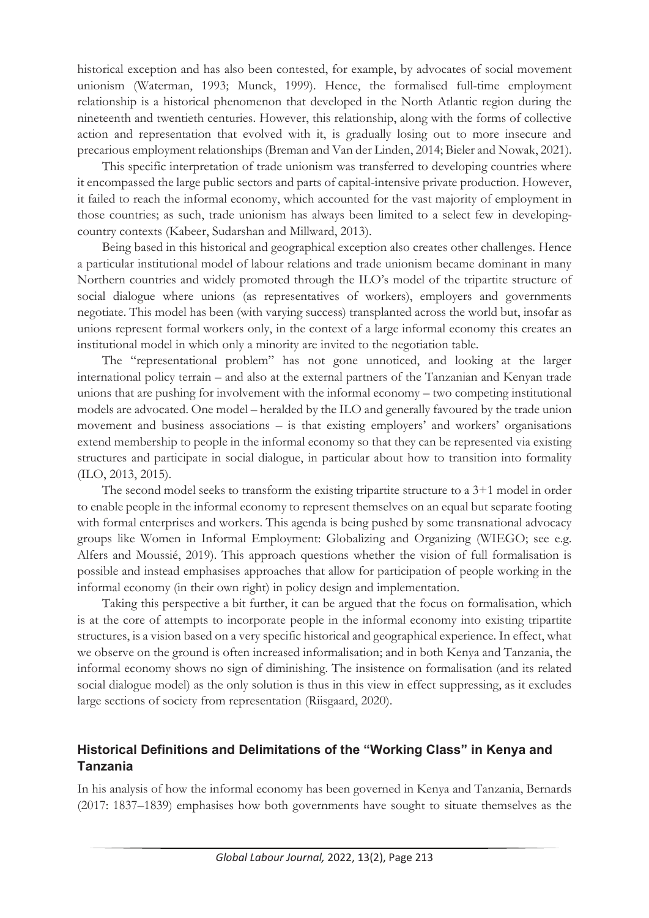historical exception and has also been contested, for example, by advocates of social movement unionism (Waterman, 1993; Munck, 1999). Hence, the formalised full-time employment relationship is a historical phenomenon that developed in the North Atlantic region during the nineteenth and twentieth centuries. However, this relationship, along with the forms of collective action and representation that evolved with it, is gradually losing out to more insecure and precarious employment relationships (Breman and Van der Linden, 2014; Bieler and Nowak, 2021).

This specific interpretation of trade unionism was transferred to developing countries where it encompassed the large public sectors and parts of capital-intensive private production. However, it failed to reach the informal economy, which accounted for the vast majority of employment in those countries; as such, trade unionism has always been limited to a select few in developing-country contexts (Kabeer, Sudarshan and Millward, 2013).

Being based in this historical and geographical exception also creates other challenges. Hence a particular institutional model of labour relations and trade unionism became dominant in many Northern countries and widely promoted through the ILO's model of the tripartite structure of social dialogue where unions (as representatives of workers), employers and governments negotiate. This model has been (with varying success) transplanted across the world but, insofar as unions represent formal workers only, in the context of a large informal economy this creates an institutional model in which only a minority are invited to the negotiation table.

The "representational problem" has not gone unnoticed, and looking at the larger international policy terrain – and also at the external partners of the Tanzanian and Kenyan trade unions that are pushing for involvement with the informal economy – two competing institutional models are advocated. One model – heralded by the ILO and generally favoured by the trade union movement and business associations – is that existing employers' and workers' organisations extend membership to people in the informal economy so that they can be represented via existing structures and participate in social dialogue, in particular about how to transition into formality (ILO, 2013, 2015).

The second model seeks to transform the existing tripartite structure to a 3+1 model in order to enable people in the informal economy to represent themselves on an equal but separate footing with formal enterprises and workers. This agenda is being pushed by some transnational advocacy groups like Women in Informal Employment: Globalizing and Organizing (WIEGO; see e.g. Alfers and Moussié, 2019). This approach questions whether the vision of full formalisation is possible and instead emphasises approaches that allow for participation of people working in the informal economy (in their own right) in policy design and implementation.

Taking this perspective a bit further, it can be argued that the focus on formalisation, which is at the core of attempts to incorporate people in the informal economy into existing tripartite structures, is a vision based on a very specific historical and geographical experience. In effect, what we observe on the ground is often increased informalisation; and in both Kenya and Tanzania, the informal economy shows no sign of diminishing. The insistence on formalisation (and its related social dialogue model) as the only solution is thus in this view in effect suppressing, as it excludes large sections of society from representation (Riisgaard, 2020).

## Historical Definitions and Delimitations of the "Working Class" in Kenya and Tanzania

In his analysis of how the informal economy has been governed in Kenya and Tanzania, Bernards (2017: 1837–1839) emphasises how both governments have sought to situate themselves as the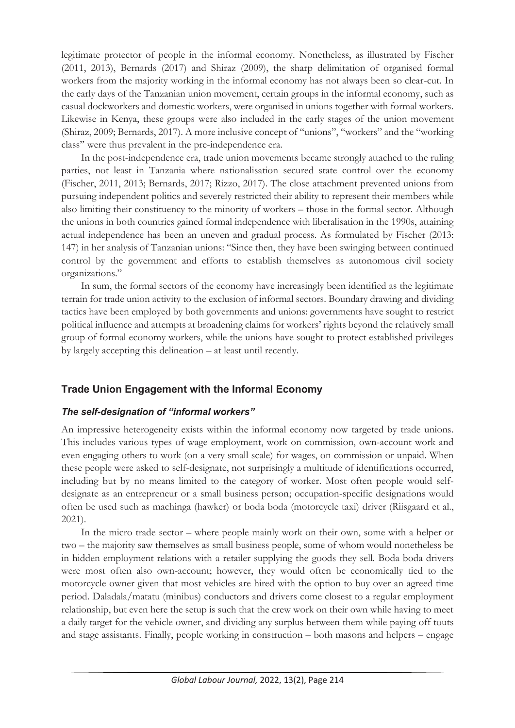legitimate protector of people in the informal economy. Nonetheless, as illustrated by Fischer (2011, 2013), Bernards (2017) and Shiraz (2009), the sharp delimitation of organised formal workers from the majority working in the informal economy has not always been so clear-cut. In the early days of the Tanzanian union movement, certain groups in the informal economy, such as casual dockworkers and domestic workers, were organised in unions together with formal workers. Likewise in Kenya, these groups were also included in the early stages of the union movement (Shiraz, 2009; Bernards, 2017). A more inclusive concept of "unions", "workers" and the "working class" were thus prevalent in the pre-independence era.

In the post-independence era, trade union movements became strongly attached to the ruling parties, not least in Tanzania where nationalisation secured state control over the economy (Fischer, 2011, 2013; Bernards, 2017; Rizzo, 2017). The close attachment prevented unions from pursuing independent politics and severely restricted their ability to represent their members while also limiting their constituency to the minority of workers – those in the formal sector. Although the unions in both countries gained formal independence with liberalisation in the 1990s, attaining actual independence has been an uneven and gradual process. As formulated by Fischer (2013: 147) in her analysis of Tanzanian unions: "Since then, they have been swinging between continued control by the government and efforts to establish themselves as autonomous civil society organizations."

In sum, the formal sectors of the economy have increasingly been identified as the legitimate terrain for trade union activity to the exclusion of informal sectors. Boundary drawing and dividing tactics have been employed by both governments and unions: governments have sought to restrict political influence and attempts at broadening claims for workers' rights beyond the relatively small group of formal economy workers, while the unions have sought to protect established privileges by largely accepting this delineation – at least until recently.

## Trade Union Engagement with the Informal Economy

### *The self-designation of "informal workers"*

An impressive heterogeneity exists within the informal economy now targeted by trade unions. This includes various types of wage employment, work on commission, own-account work and even engaging others to work (on a very small scale) for wages, on commission or unpaid. When these people were asked to self-designate, not surprisingly a multitude of identifications occurred, including but by no means limited to the category of worker. Most often people would self-designate as an entrepreneur or a small business person; occupation-specific designations would often be used such as machinga (hawker) or boda boda (motorcycle taxi) driver (Riisgaard et al., 2021).

In the micro trade sector – where people mainly work on their own, some with a helper or two – the majority saw themselves as small business people, some of whom would nonetheless be in hidden employment relations with a retailer supplying the goods they sell. Boda boda drivers were most often also own-account; however, they would often be economically tied to the motorcycle owner given that most vehicles are hired with the option to buy over an agreed time period. Daladala/matatu (minibus) conductors and drivers come closest to a regular employment relationship, but even here the setup is such that the crew work on their own while having to meet a daily target for the vehicle owner, and dividing any surplus between them while paying off touts and stage assistants. Finally, people working in construction – both masons and helpers – engage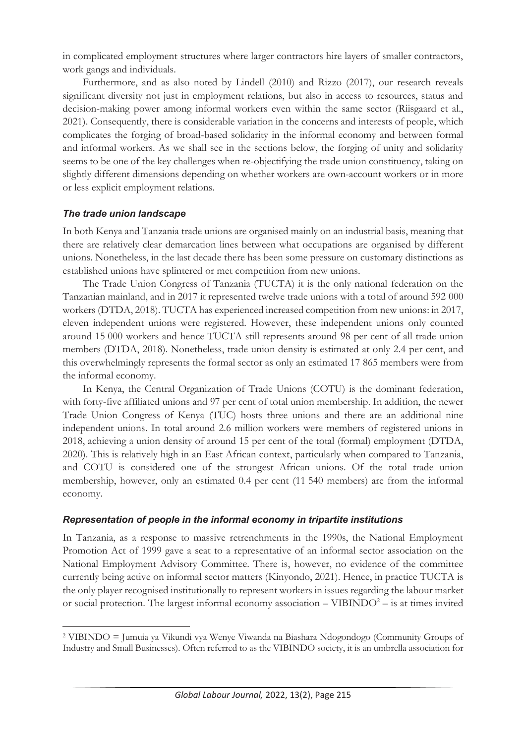in complicated employment structures where larger contractors hire layers of smaller contractors, work gangs and individuals.

Furthermore, and as also noted by Lindell (2010) and Rizzo (2017), our research reveals significant diversity not just in employment relations, but also in access to resources, status and decision-making power among informal workers even within the same sector (Riisgaard et al., 2021). Consequently, there is considerable variation in the concerns and interests of people, which complicates the forging of broad-based solidarity in the informal economy and between formal and informal workers. As we shall see in the sections below, the forging of unity and solidarity seems to be one of the key challenges when re-objectifying the trade union constituency, taking on slightly different dimensions depending on whether workers are own-account workers or in more or less explicit employment relations.

### *The trade union landscape*

In both Kenya and Tanzania trade unions are organised mainly on an industrial basis, meaning that there are relatively clear demarcation lines between what occupations are organised by different unions. Nonetheless, in the last decade there has been some pressure on customary distinctions as established unions have splintered or met competition from new unions.

The Trade Union Congress of Tanzania (TUCTA) it is the only national federation on the Tanzanian mainland, and in 2017 it represented twelve trade unions with a total of around 592 000 workers (DTDA, 2018). TUCTA has experienced increased competition from new unions: in 2017, eleven independent unions were registered. However, these independent unions only counted around 15 000 workers and hence TUCTA still represents around 98 per cent of all trade union members (DTDA, 2018). Nonetheless, trade union density is estimated at only 2.4 per cent, and this overwhelmingly represents the formal sector as only an estimated 17 865 members were from the informal economy.

In Kenya, the Central Organization of Trade Unions (COTU) is the dominant federation, with forty-five affiliated unions and 97 per cent of total union membership. In addition, the newer Trade Union Congress of Kenya (TUC) hosts three unions and there are an additional nine independent unions. In total around 2.6 million workers were members of registered unions in 2018, achieving a union density of around 15 per cent of the total (formal) employment (DTDA, 2020). This is relatively high in an East African context, particularly when compared to Tanzania, and COTU is considered one of the strongest African unions. Of the total trade union membership, however, only an estimated 0.4 per cent (11 540 members) are from the informal economy.

### *Representation of people in the informal economy in tripartite institutions*

In Tanzania, as a response to massive retrenchments in the 1990s, the National Employment Promotion Act of 1999 gave a seat to a representative of an informal sector association on the National Employment Advisory Committee. There is, however, no evidence of the committee currently being active on informal sector matters (Kinyondo, 2021). Hence, in practice TUCTA is the only player recognised institutionally to represent workers in issues regarding the labour market or social protection. The largest informal economy association – VIBINDO[2] – is at times invited

[2] VIBINDO = Jumuia ya Vikundi vya Wenye Viwanda na Biashara Ndogondogo (Community Groups of Industry and Small Businesses). Often referred to as the VIBINDO society, it is an umbrella association for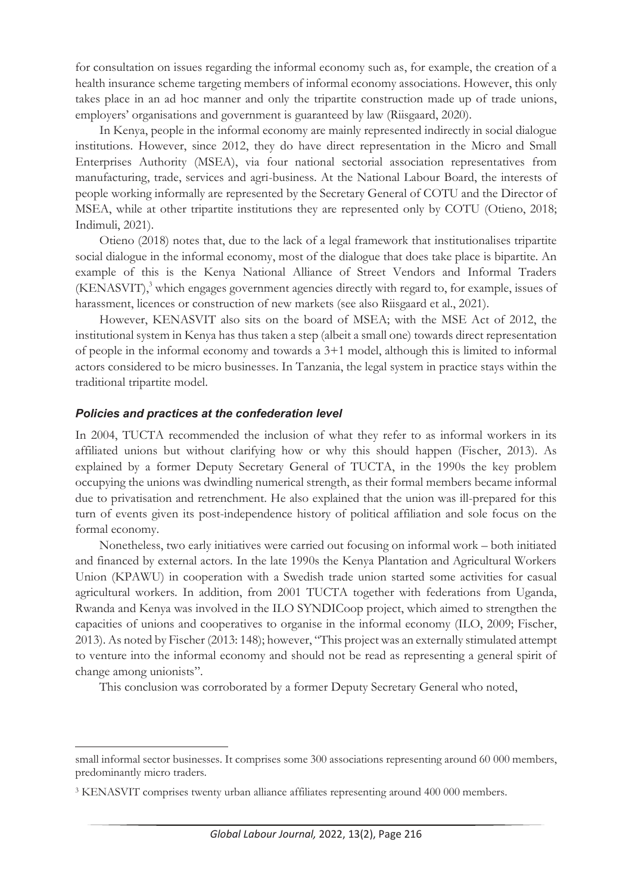for consultation on issues regarding the informal economy such as, for example, the creation of a health insurance scheme targeting members of informal economy associations. However, this only takes place in an ad hoc manner and only the tripartite construction made up of trade unions, employers' organisations and government is guaranteed by law (Riisgaard, 2020).

In Kenya, people in the informal economy are mainly represented indirectly in social dialogue institutions. However, since 2012, they do have direct representation in the Micro and Small Enterprises Authority (MSEA), via four national sectorial association representatives from manufacturing, trade, services and agri-business. At the National Labour Board, the interests of people working informally are represented by the Secretary General of COTU and the Director of MSEA, while at other tripartite institutions they are represented only by COTU (Otieno, 2018; Indimuli, 2021).

Otieno (2018) notes that, due to the lack of a legal framework that institutionalises tripartite social dialogue in the informal economy, most of the dialogue that does take place is bipartite. An example of this is the Kenya National Alliance of Street Vendors and Informal Traders (KENASVIT),[3] which engages government agencies directly with regard to, for example, issues of harassment, licences or construction of new markets (see also Riisgaard et al., 2021).

However, KENASVIT also sits on the board of MSEA; with the MSE Act of 2012, the institutional system in Kenya has thus taken a step (albeit a small one) towards direct representation of people in the informal economy and towards a 3+1 model, although this is limited to informal actors considered to be micro businesses. In Tanzania, the legal system in practice stays within the traditional tripartite model.

### *Policies and practices at the confederation level*

In 2004, TUCTA recommended the inclusion of what they refer to as informal workers in its affiliated unions but without clarifying how or why this should happen (Fischer, 2013). As explained by a former Deputy Secretary General of TUCTA, in the 1990s the key problem occupying the unions was dwindling numerical strength, as their formal members became informal due to privatisation and retrenchment. He also explained that the union was ill-prepared for this turn of events given its post-independence history of political affiliation and sole focus on the formal economy.

Nonetheless, two early initiatives were carried out focusing on informal work – both initiated and financed by external actors. In the late 1990s the Kenya Plantation and Agricultural Workers Union (KPAWU) in cooperation with a Swedish trade union started some activities for casual agricultural workers. In addition, from 2001 TUCTA together with federations from Uganda, Rwanda and Kenya was involved in the ILO SYNDICoop project, which aimed to strengthen the capacities of unions and cooperatives to organise in the informal economy (ILO, 2009; Fischer, 2013). As noted by Fischer (2013: 148); however, "This project was an externally stimulated attempt to venture into the informal economy and should not be read as representing a general spirit of change among unionists".

This conclusion was corroborated by a former Deputy Secretary General who noted,

---

small informal sector businesses. It comprises some 300 associations representing around 60 000 members, predominantly micro traders.

[3] KENASVIT comprises twenty urban alliance affiliates representing around 400 000 members.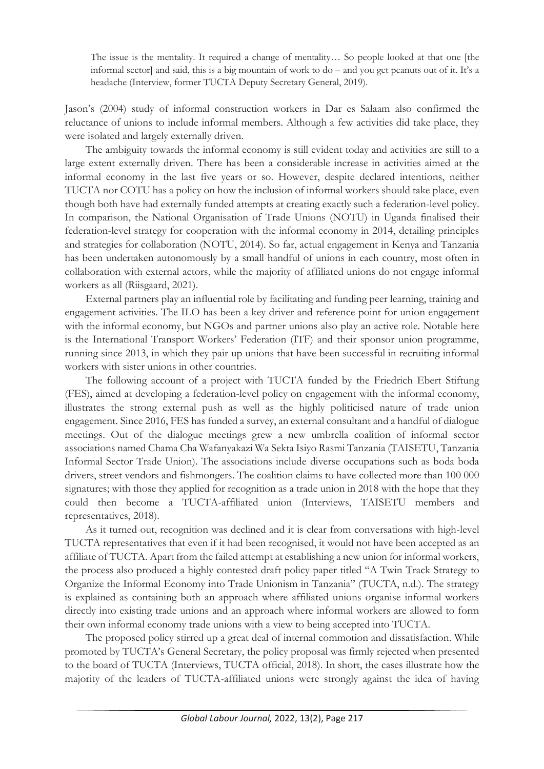> The issue is the mentality. It required a change of mentality… So people looked at that one [the informal sector] and said, this is a big mountain of work to do – and you get peanuts out of it. It's a headache (Interview, former TUCTA Deputy Secretary General, 2019).

Jason's (2004) study of informal construction workers in Dar es Salaam also confirmed the reluctance of unions to include informal members. Although a few activities did take place, they were isolated and largely externally driven.

The ambiguity towards the informal economy is still evident today and activities are still to a large extent externally driven. There has been a considerable increase in activities aimed at the informal economy in the last five years or so. However, despite declared intentions, neither TUCTA nor COTU has a policy on how the inclusion of informal workers should take place, even though both have had externally funded attempts at creating exactly such a federation-level policy. In comparison, the National Organisation of Trade Unions (NOTU) in Uganda finalised their federation-level strategy for cooperation with the informal economy in 2014, detailing principles and strategies for collaboration (NOTU, 2014). So far, actual engagement in Kenya and Tanzania has been undertaken autonomously by a small handful of unions in each country, most often in collaboration with external actors, while the majority of affiliated unions do not engage informal workers as all (Riisgaard, 2021).

External partners play an influential role by facilitating and funding peer learning, training and engagement activities. The ILO has been a key driver and reference point for union engagement with the informal economy, but NGOs and partner unions also play an active role. Notable here is the International Transport Workers' Federation (ITF) and their sponsor union programme, running since 2013, in which they pair up unions that have been successful in recruiting informal workers with sister unions in other countries.

The following account of a project with TUCTA funded by the Friedrich Ebert Stiftung (FES), aimed at developing a federation-level policy on engagement with the informal economy, illustrates the strong external push as well as the highly politicised nature of trade union engagement. Since 2016, FES has funded a survey, an external consultant and a handful of dialogue meetings. Out of the dialogue meetings grew a new umbrella coalition of informal sector associations named Chama Cha Wafanyakazi Wa Sekta Isiyo Rasmi Tanzania (TAISETU, Tanzania Informal Sector Trade Union). The associations include diverse occupations such as boda boda drivers, street vendors and fishmongers. The coalition claims to have collected more than 100 000 signatures; with those they applied for recognition as a trade union in 2018 with the hope that they could then become a TUCTA-affiliated union (Interviews, TAISETU members and representatives, 2018).

As it turned out, recognition was declined and it is clear from conversations with high-level TUCTA representatives that even if it had been recognised, it would not have been accepted as an affiliate of TUCTA. Apart from the failed attempt at establishing a new union for informal workers, the process also produced a highly contested draft policy paper titled "A Twin Track Strategy to Organize the Informal Economy into Trade Unionism in Tanzania" (TUCTA, n.d.). The strategy is explained as containing both an approach where affiliated unions organise informal workers directly into existing trade unions and an approach where informal workers are allowed to form their own informal economy trade unions with a view to being accepted into TUCTA.

The proposed policy stirred up a great deal of internal commotion and dissatisfaction. While promoted by TUCTA's General Secretary, the policy proposal was firmly rejected when presented to the board of TUCTA (Interviews, TUCTA official, 2018). In short, the cases illustrate how the majority of the leaders of TUCTA-affiliated unions were strongly against the idea of having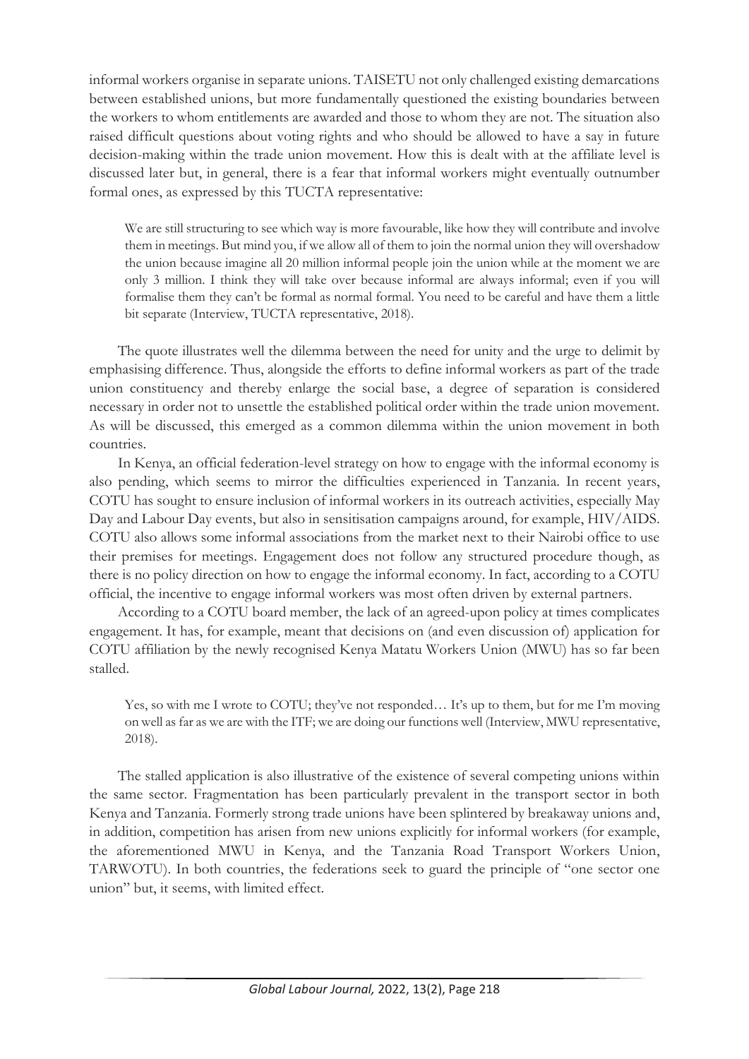informal workers organise in separate unions. TAISETU not only challenged existing demarcations between established unions, but more fundamentally questioned the existing boundaries between the workers to whom entitlements are awarded and those to whom they are not. The situation also raised difficult questions about voting rights and who should be allowed to have a say in future decision-making within the trade union movement. How this is dealt with at the affiliate level is discussed later but, in general, there is a fear that informal workers might eventually outnumber formal ones, as expressed by this TUCTA representative:

> We are still structuring to see which way is more favourable, like how they will contribute and involve them in meetings. But mind you, if we allow all of them to join the normal union they will overshadow the union because imagine all 20 million informal people join the union while at the moment we are only 3 million. I think they will take over because informal are always informal; even if you will formalise them they can't be formal as normal formal. You need to be careful and have them a little bit separate (Interview, TUCTA representative, 2018).

The quote illustrates well the dilemma between the need for unity and the urge to delimit by emphasising difference. Thus, alongside the efforts to define informal workers as part of the trade union constituency and thereby enlarge the social base, a degree of separation is considered necessary in order not to unsettle the established political order within the trade union movement. As will be discussed, this emerged as a common dilemma within the union movement in both countries.

In Kenya, an official federation-level strategy on how to engage with the informal economy is also pending, which seems to mirror the difficulties experienced in Tanzania. In recent years, COTU has sought to ensure inclusion of informal workers in its outreach activities, especially May Day and Labour Day events, but also in sensitisation campaigns around, for example, HIV/AIDS. COTU also allows some informal associations from the market next to their Nairobi office to use their premises for meetings. Engagement does not follow any structured procedure though, as there is no policy direction on how to engage the informal economy. In fact, according to a COTU official, the incentive to engage informal workers was most often driven by external partners.

According to a COTU board member, the lack of an agreed-upon policy at times complicates engagement. It has, for example, meant that decisions on (and even discussion of) application for COTU affiliation by the newly recognised Kenya Matatu Workers Union (MWU) has so far been stalled.

> Yes, so with me I wrote to COTU; they've not responded… It's up to them, but for me I'm moving on well as far as we are with the ITF; we are doing our functions well (Interview, MWU representative, 2018).

The stalled application is also illustrative of the existence of several competing unions within the same sector. Fragmentation has been particularly prevalent in the transport sector in both Kenya and Tanzania. Formerly strong trade unions have been splintered by breakaway unions and, in addition, competition has arisen from new unions explicitly for informal workers (for example, the aforementioned MWU in Kenya, and the Tanzania Road Transport Workers Union, TARWOTU). In both countries, the federations seek to guard the principle of "one sector one union" but, it seems, with limited effect.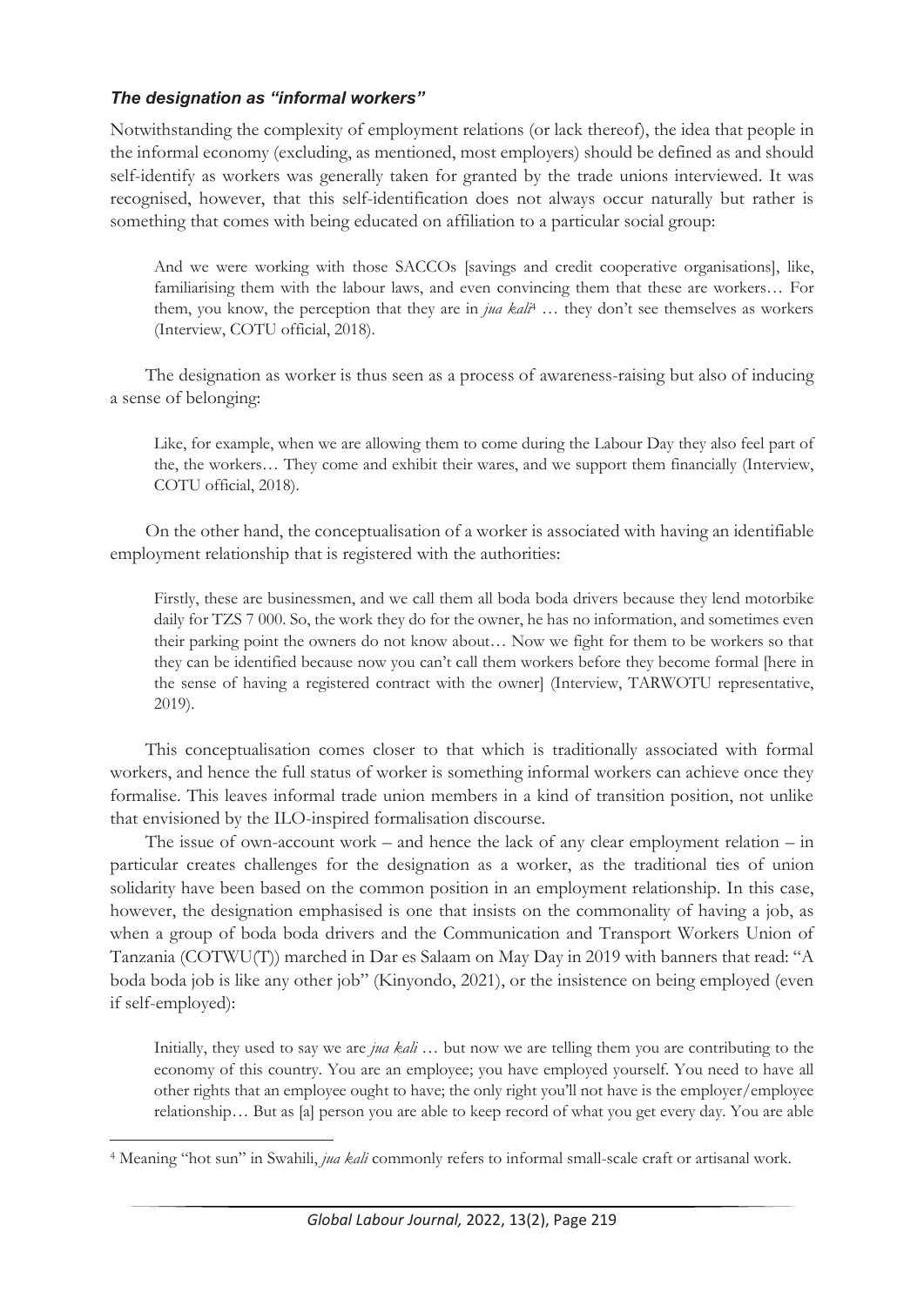### *The designation as "informal workers"*

Notwithstanding the complexity of employment relations (or lack thereof), the idea that people in the informal economy (excluding, as mentioned, most employers) should be defined as and should self-identify as workers was generally taken for granted by the trade unions interviewed. It was recognised, however, that this self-identification does not always occur naturally but rather is something that comes with being educated on affiliation to a particular social group:

> And we were working with those SACCOs [savings and credit cooperative organisations], like, familiarising them with the labour laws, and even convincing them that these are workers… For them, you know, the perception that they are in *jua kali*[4] … they don't see themselves as workers (Interview, COTU official, 2018).

The designation as worker is thus seen as a process of awareness-raising but also of inducing a sense of belonging:

> Like, for example, when we are allowing them to come during the Labour Day they also feel part of the, the workers… They come and exhibit their wares, and we support them financially (Interview, COTU official, 2018).

On the other hand, the conceptualisation of a worker is associated with having an identifiable employment relationship that is registered with the authorities:

> Firstly, these are businessmen, and we call them all boda boda drivers because they lend motorbike daily for TZS 7 000. So, the work they do for the owner, he has no information, and sometimes even their parking point the owners do not know about… Now we fight for them to be workers so that they can be identified because now you can't call them workers before they become formal [here in the sense of having a registered contract with the owner] (Interview, TARWOTU representative, 2019).

This conceptualisation comes closer to that which is traditionally associated with formal workers, and hence the full status of worker is something informal workers can achieve once they formalise. This leaves informal trade union members in a kind of transition position, not unlike that envisioned by the ILO-inspired formalisation discourse.

The issue of own-account work – and hence the lack of any clear employment relation – in particular creates challenges for the designation as a worker, as the traditional ties of union solidarity have been based on the common position in an employment relationship. In this case, however, the designation emphasised is one that insists on the commonality of having a job, as when a group of boda boda drivers and the Communication and Transport Workers Union of Tanzania (COTWU(T)) marched in Dar es Salaam on May Day in 2019 with banners that read: "A boda boda job is like any other job" (Kinyondo, 2021), or the insistence on being employed (even if self-employed):

> Initially, they used to say we are *jua kali* … but now we are telling them you are contributing to the economy of this country. You are an employee; you have employed yourself. You need to have all other rights that an employee ought to have; the only right you'll not have is the employer/employee relationship… But as [a] person you are able to keep record of what you get every day. You are able

---

[4] Meaning "hot sun" in Swahili, *jua kali* commonly refers to informal small-scale craft or artisanal work.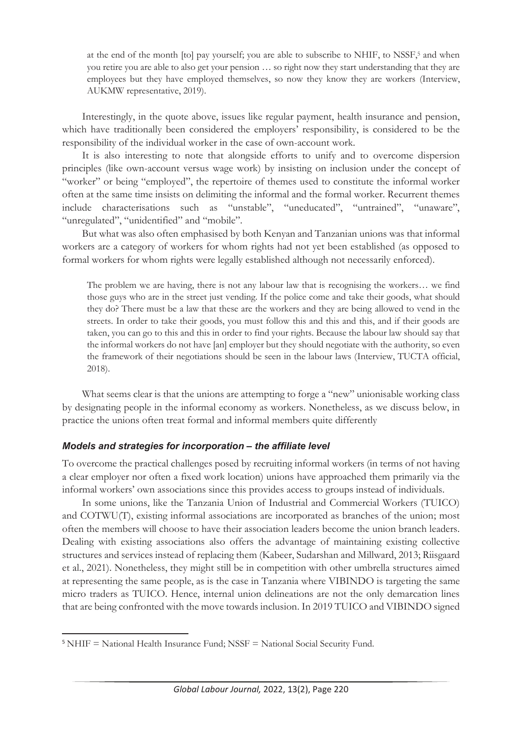> at the end of the month [to] pay yourself; you are able to subscribe to NHIF, to NSSF,[5] and when you retire you are able to also get your pension … so right now they start understanding that they are employees but they have employed themselves, so now they know they are workers (Interview, AUKMW representative, 2019).

Interestingly, in the quote above, issues like regular payment, health insurance and pension, which have traditionally been considered the employers' responsibility, is considered to be the responsibility of the individual worker in the case of own-account work.

It is also interesting to note that alongside efforts to unify and to overcome dispersion principles (like own-account versus wage work) by insisting on inclusion under the concept of "worker" or being "employed", the repertoire of themes used to constitute the informal worker often at the same time insists on delimiting the informal and the formal worker. Recurrent themes include characterisations such as "unstable", "uneducated", "untrained", "unaware", "unregulated", "unidentified" and "mobile".

But what was also often emphasised by both Kenyan and Tanzanian unions was that informal workers are a category of workers for whom rights had not yet been established (as opposed to formal workers for whom rights were legally established although not necessarily enforced).

> The problem we are having, there is not any labour law that is recognising the workers… we find those guys who are in the street just vending. If the police come and take their goods, what should they do? There must be a law that these are the workers and they are being allowed to vend in the streets. In order to take their goods, you must follow this and this and this, and if their goods are taken, you can go to this and this in order to find your rights. Because the labour law should say that the informal workers do not have [an] employer but they should negotiate with the authority, so even the framework of their negotiations should be seen in the labour laws (Interview, TUCTA official, 2018).

What seems clear is that the unions are attempting to forge a "new" unionisable working class by designating people in the informal economy as workers. Nonetheless, as we discuss below, in practice the unions often treat formal and informal members quite differently

### *Models and strategies for incorporation – the affiliate level*

To overcome the practical challenges posed by recruiting informal workers (in terms of not having a clear employer nor often a fixed work location) unions have approached them primarily via the informal workers' own associations since this provides access to groups instead of individuals.

In some unions, like the Tanzania Union of Industrial and Commercial Workers (TUICO) and COTWU(T), existing informal associations are incorporated as branches of the union; most often the members will choose to have their association leaders become the union branch leaders. Dealing with existing associations also offers the advantage of maintaining existing collective structures and services instead of replacing them (Kabeer, Sudarshan and Millward, 2013; Riisgaard et al., 2021). Nonetheless, they might still be in competition with other umbrella structures aimed at representing the same people, as is the case in Tanzania where VIBINDO is targeting the same micro traders as TUICO. Hence, internal union delineations are not the only demarcation lines that are being confronted with the move towards inclusion. In 2019 TUICO and VIBINDO signed

[5] NHIF = National Health Insurance Fund; NSSF = National Social Security Fund.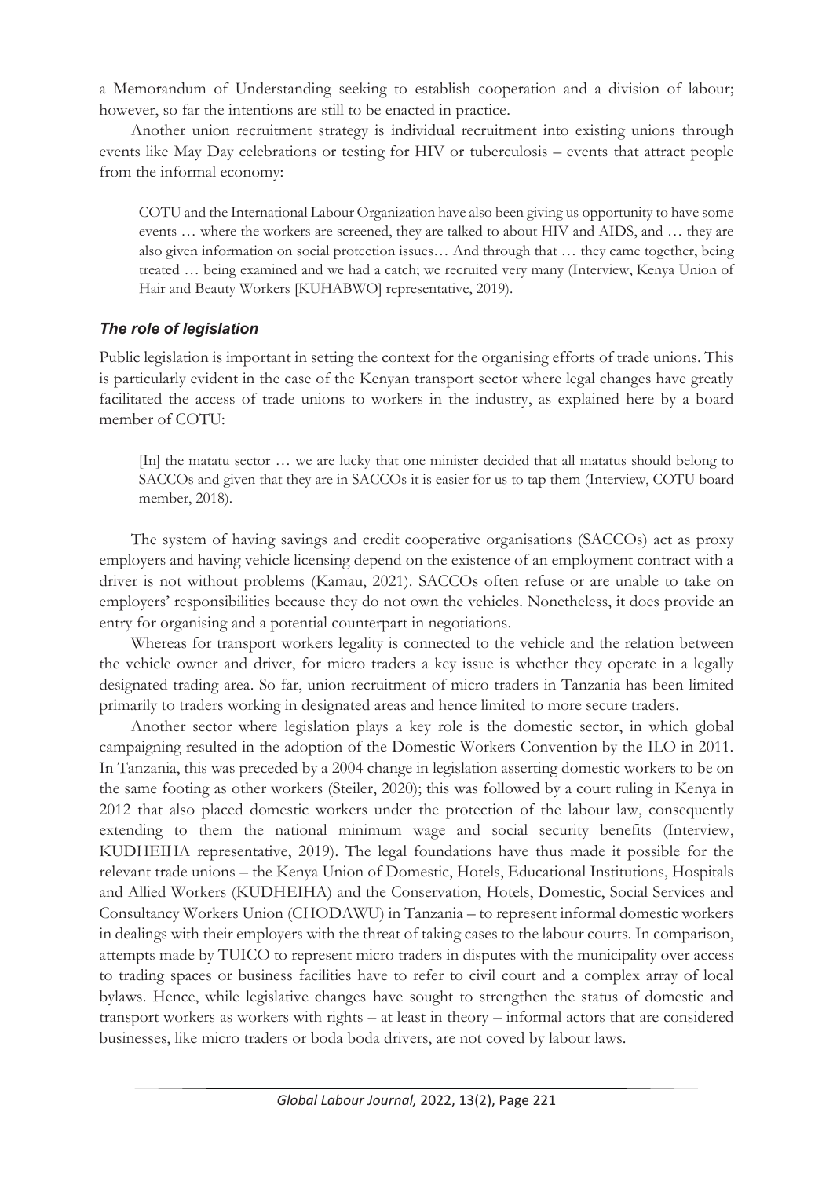a Memorandum of Understanding seeking to establish cooperation and a division of labour; however, so far the intentions are still to be enacted in practice.

Another union recruitment strategy is individual recruitment into existing unions through events like May Day celebrations or testing for HIV or tuberculosis – events that attract people from the informal economy:

> COTU and the International Labour Organization have also been giving us opportunity to have some events … where the workers are screened, they are talked to about HIV and AIDS, and … they are also given information on social protection issues… And through that … they came together, being treated … being examined and we had a catch; we recruited very many (Interview, Kenya Union of Hair and Beauty Workers [KUHABWO] representative, 2019).

### *The role of legislation*

Public legislation is important in setting the context for the organising efforts of trade unions. This is particularly evident in the case of the Kenyan transport sector where legal changes have greatly facilitated the access of trade unions to workers in the industry, as explained here by a board member of COTU:

> [In] the matatu sector … we are lucky that one minister decided that all matatus should belong to SACCOs and given that they are in SACCOs it is easier for us to tap them (Interview, COTU board member, 2018).

The system of having savings and credit cooperative organisations (SACCOs) act as proxy employers and having vehicle licensing depend on the existence of an employment contract with a driver is not without problems (Kamau, 2021). SACCOs often refuse or are unable to take on employers' responsibilities because they do not own the vehicles. Nonetheless, it does provide an entry for organising and a potential counterpart in negotiations.

Whereas for transport workers legality is connected to the vehicle and the relation between the vehicle owner and driver, for micro traders a key issue is whether they operate in a legally designated trading area. So far, union recruitment of micro traders in Tanzania has been limited primarily to traders working in designated areas and hence limited to more secure traders.

Another sector where legislation plays a key role is the domestic sector, in which global campaigning resulted in the adoption of the Domestic Workers Convention by the ILO in 2011. In Tanzania, this was preceded by a 2004 change in legislation asserting domestic workers to be on the same footing as other workers (Steiler, 2020); this was followed by a court ruling in Kenya in 2012 that also placed domestic workers under the protection of the labour law, consequently extending to them the national minimum wage and social security benefits (Interview, KUDHEIHA representative, 2019). The legal foundations have thus made it possible for the relevant trade unions – the Kenya Union of Domestic, Hotels, Educational Institutions, Hospitals and Allied Workers (KUDHEIHA) and the Conservation, Hotels, Domestic, Social Services and Consultancy Workers Union (CHODAWU) in Tanzania – to represent informal domestic workers in dealings with their employers with the threat of taking cases to the labour courts. In comparison, attempts made by TUICO to represent micro traders in disputes with the municipality over access to trading spaces or business facilities have to refer to civil court and a complex array of local bylaws. Hence, while legislative changes have sought to strengthen the status of domestic and transport workers as workers with rights – at least in theory – informal actors that are considered businesses, like micro traders or boda boda drivers, are not coved by labour laws.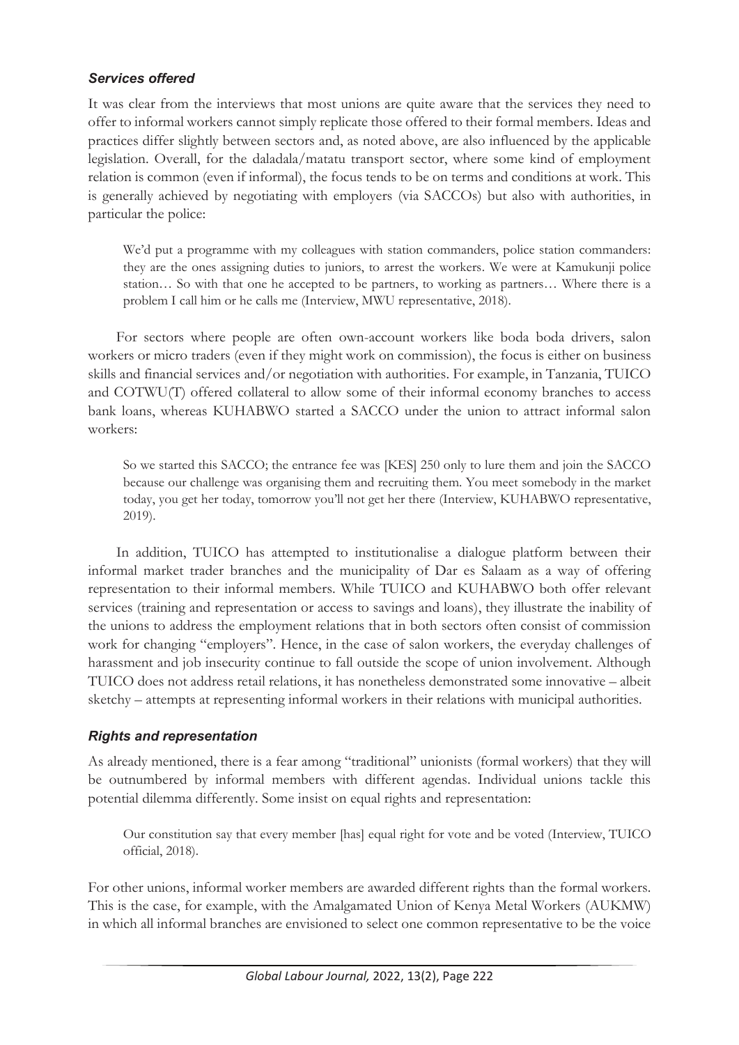### *Services offered*

It was clear from the interviews that most unions are quite aware that the services they need to offer to informal workers cannot simply replicate those offered to their formal members. Ideas and practices differ slightly between sectors and, as noted above, are also influenced by the applicable legislation. Overall, for the daladala/matatu transport sector, where some kind of employment relation is common (even if informal), the focus tends to be on terms and conditions at work. This is generally achieved by negotiating with employers (via SACCOs) but also with authorities, in particular the police:

> We'd put a programme with my colleagues with station commanders, police station commanders: they are the ones assigning duties to juniors, to arrest the workers. We were at Kamukunji police station… So with that one he accepted to be partners, to working as partners… Where there is a problem I call him or he calls me (Interview, MWU representative, 2018).

For sectors where people are often own-account workers like boda boda drivers, salon workers or micro traders (even if they might work on commission), the focus is either on business skills and financial services and/or negotiation with authorities. For example, in Tanzania, TUICO and COTWU(T) offered collateral to allow some of their informal economy branches to access bank loans, whereas KUHABWO started a SACCO under the union to attract informal salon workers:

> So we started this SACCO; the entrance fee was [KES] 250 only to lure them and join the SACCO because our challenge was organising them and recruiting them. You meet somebody in the market today, you get her today, tomorrow you'll not get her there (Interview, KUHABWO representative, 2019).

In addition, TUICO has attempted to institutionalise a dialogue platform between their informal market trader branches and the municipality of Dar es Salaam as a way of offering representation to their informal members. While TUICO and KUHABWO both offer relevant services (training and representation or access to savings and loans), they illustrate the inability of the unions to address the employment relations that in both sectors often consist of commission work for changing "employers". Hence, in the case of salon workers, the everyday challenges of harassment and job insecurity continue to fall outside the scope of union involvement. Although TUICO does not address retail relations, it has nonetheless demonstrated some innovative – albeit sketchy – attempts at representing informal workers in their relations with municipal authorities.

### *Rights and representation*

As already mentioned, there is a fear among "traditional" unionists (formal workers) that they will be outnumbered by informal members with different agendas. Individual unions tackle this potential dilemma differently. Some insist on equal rights and representation:

> Our constitution say that every member [has] equal right for vote and be voted (Interview, TUICO official, 2018).

For other unions, informal worker members are awarded different rights than the formal workers. This is the case, for example, with the Amalgamated Union of Kenya Metal Workers (AUKMW) in which all informal branches are envisioned to select one common representative to be the voice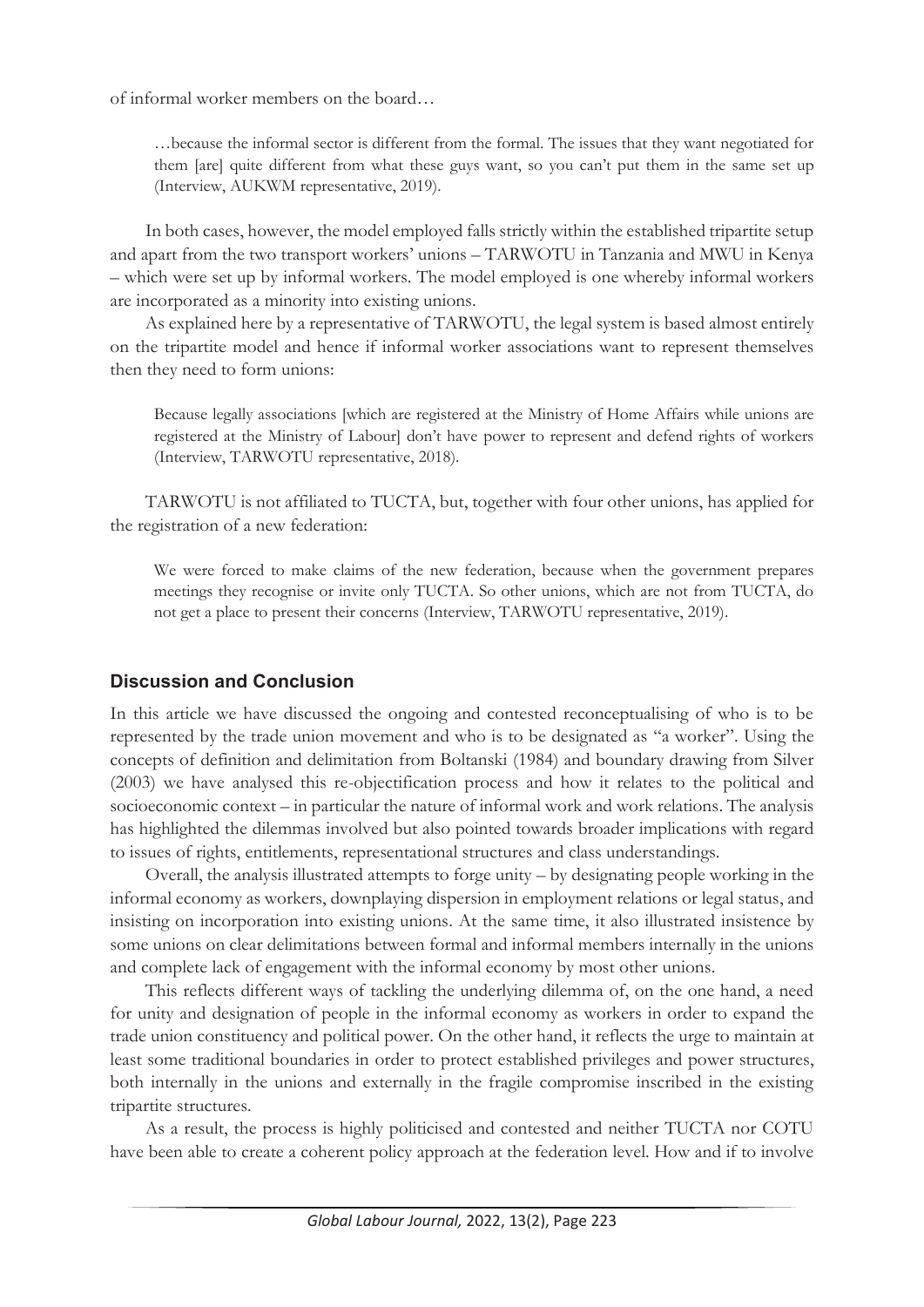of informal worker members on the board…

> …because the informal sector is different from the formal. The issues that they want negotiated for them [are] quite different from what these guys want, so you can't put them in the same set up (Interview, AUKWM representative, 2019).

In both cases, however, the model employed falls strictly within the established tripartite setup and apart from the two transport workers' unions – TARWOTU in Tanzania and MWU in Kenya – which were set up by informal workers. The model employed is one whereby informal workers are incorporated as a minority into existing unions.

As explained here by a representative of TARWOTU, the legal system is based almost entirely on the tripartite model and hence if informal worker associations want to represent themselves then they need to form unions:

> Because legally associations [which are registered at the Ministry of Home Affairs while unions are registered at the Ministry of Labour] don't have power to represent and defend rights of workers (Interview, TARWOTU representative, 2018).

TARWOTU is not affiliated to TUCTA, but, together with four other unions, has applied for the registration of a new federation:

> We were forced to make claims of the new federation, because when the government prepares meetings they recognise or invite only TUCTA. So other unions, which are not from TUCTA, do not get a place to present their concerns (Interview, TARWOTU representative, 2019).

## Discussion and Conclusion

In this article we have discussed the ongoing and contested reconceptualising of who is to be represented by the trade union movement and who is to be designated as "a worker". Using the concepts of definition and delimitation from Boltanski (1984) and boundary drawing from Silver (2003) we have analysed this re-objectification process and how it relates to the political and socioeconomic context – in particular the nature of informal work and work relations. The analysis has highlighted the dilemmas involved but also pointed towards broader implications with regard to issues of rights, entitlements, representational structures and class understandings.

Overall, the analysis illustrated attempts to forge unity – by designating people working in the informal economy as workers, downplaying dispersion in employment relations or legal status, and insisting on incorporation into existing unions. At the same time, it also illustrated insistence by some unions on clear delimitations between formal and informal members internally in the unions and complete lack of engagement with the informal economy by most other unions.

This reflects different ways of tackling the underlying dilemma of, on the one hand, a need for unity and designation of people in the informal economy as workers in order to expand the trade union constituency and political power. On the other hand, it reflects the urge to maintain at least some traditional boundaries in order to protect established privileges and power structures, both internally in the unions and externally in the fragile compromise inscribed in the existing tripartite structures.

As a result, the process is highly politicised and contested and neither TUCTA nor COTU have been able to create a coherent policy approach at the federation level. How and if to involve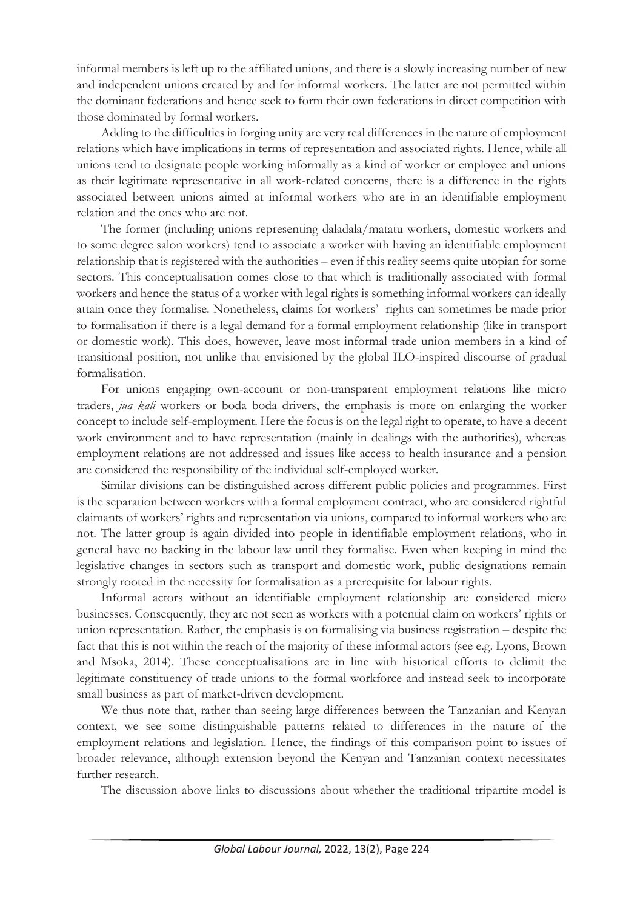informal members is left up to the affiliated unions, and there is a slowly increasing number of new and independent unions created by and for informal workers. The latter are not permitted within the dominant federations and hence seek to form their own federations in direct competition with those dominated by formal workers.

Adding to the difficulties in forging unity are very real differences in the nature of employment relations which have implications in terms of representation and associated rights. Hence, while all unions tend to designate people working informally as a kind of worker or employee and unions as their legitimate representative in all work-related concerns, there is a difference in the rights associated between unions aimed at informal workers who are in an identifiable employment relation and the ones who are not.

The former (including unions representing daladala/matatu workers, domestic workers and to some degree salon workers) tend to associate a worker with having an identifiable employment relationship that is registered with the authorities – even if this reality seems quite utopian for some sectors. This conceptualisation comes close to that which is traditionally associated with formal workers and hence the status of a worker with legal rights is something informal workers can ideally attain once they formalise. Nonetheless, claims for workers' rights can sometimes be made prior to formalisation if there is a legal demand for a formal employment relationship (like in transport or domestic work). This does, however, leave most informal trade union members in a kind of transitional position, not unlike that envisioned by the global ILO-inspired discourse of gradual formalisation.

For unions engaging own-account or non-transparent employment relations like micro traders, *jua kali* workers or boda boda drivers, the emphasis is more on enlarging the worker concept to include self-employment. Here the focus is on the legal right to operate, to have a decent work environment and to have representation (mainly in dealings with the authorities), whereas employment relations are not addressed and issues like access to health insurance and a pension are considered the responsibility of the individual self-employed worker.

Similar divisions can be distinguished across different public policies and programmes. First is the separation between workers with a formal employment contract, who are considered rightful claimants of workers' rights and representation via unions, compared to informal workers who are not. The latter group is again divided into people in identifiable employment relations, who in general have no backing in the labour law until they formalise. Even when keeping in mind the legislative changes in sectors such as transport and domestic work, public designations remain strongly rooted in the necessity for formalisation as a prerequisite for labour rights.

Informal actors without an identifiable employment relationship are considered micro businesses. Consequently, they are not seen as workers with a potential claim on workers' rights or union representation. Rather, the emphasis is on formalising via business registration – despite the fact that this is not within the reach of the majority of these informal actors (see e.g. Lyons, Brown and Msoka, 2014). These conceptualisations are in line with historical efforts to delimit the legitimate constituency of trade unions to the formal workforce and instead seek to incorporate small business as part of market-driven development.

We thus note that, rather than seeing large differences between the Tanzanian and Kenyan context, we see some distinguishable patterns related to differences in the nature of the employment relations and legislation. Hence, the findings of this comparison point to issues of broader relevance, although extension beyond the Kenyan and Tanzanian context necessitates further research.

The discussion above links to discussions about whether the traditional tripartite model is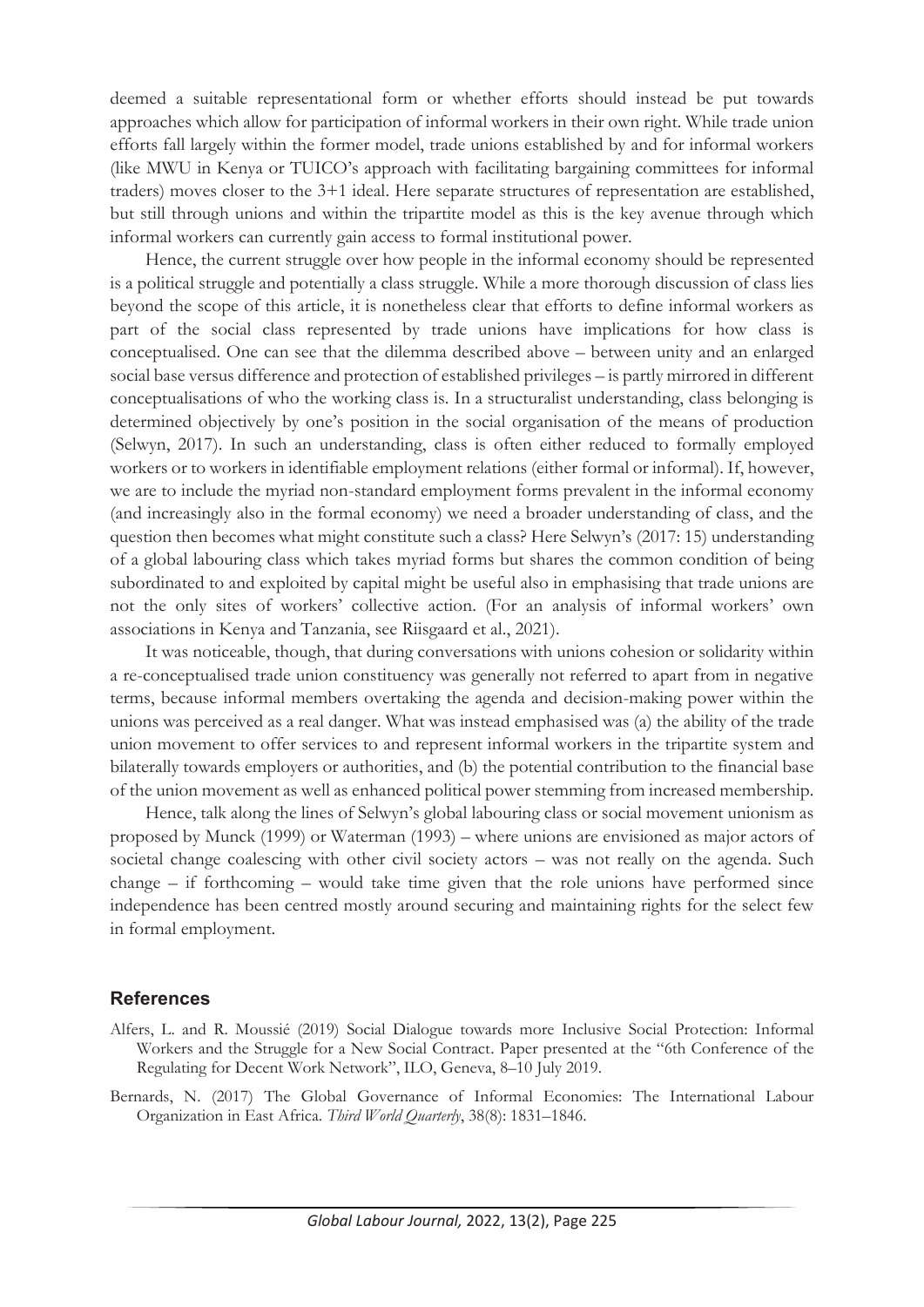deemed a suitable representational form or whether efforts should instead be put towards approaches which allow for participation of informal workers in their own right. While trade union efforts fall largely within the former model, trade unions established by and for informal workers (like MWU in Kenya or TUICO's approach with facilitating bargaining committees for informal traders) moves closer to the 3+1 ideal. Here separate structures of representation are established, but still through unions and within the tripartite model as this is the key avenue through which informal workers can currently gain access to formal institutional power.

Hence, the current struggle over how people in the informal economy should be represented is a political struggle and potentially a class struggle. While a more thorough discussion of class lies beyond the scope of this article, it is nonetheless clear that efforts to define informal workers as part of the social class represented by trade unions have implications for how class is conceptualised. One can see that the dilemma described above – between unity and an enlarged social base versus difference and protection of established privileges – is partly mirrored in different conceptualisations of who the working class is. In a structuralist understanding, class belonging is determined objectively by one's position in the social organisation of the means of production (Selwyn, 2017). In such an understanding, class is often either reduced to formally employed workers or to workers in identifiable employment relations (either formal or informal). If, however, we are to include the myriad non-standard employment forms prevalent in the informal economy (and increasingly also in the formal economy) we need a broader understanding of class, and the question then becomes what might constitute such a class? Here Selwyn's (2017: 15) understanding of a global labouring class which takes myriad forms but shares the common condition of being subordinated to and exploited by capital might be useful also in emphasising that trade unions are not the only sites of workers' collective action. (For an analysis of informal workers' own associations in Kenya and Tanzania, see Riisgaard et al., 2021).

It was noticeable, though, that during conversations with unions cohesion or solidarity within a re-conceptualised trade union constituency was generally not referred to apart from in negative terms, because informal members overtaking the agenda and decision-making power within the unions was perceived as a real danger. What was instead emphasised was (a) the ability of the trade union movement to offer services to and represent informal workers in the tripartite system and bilaterally towards employers or authorities, and (b) the potential contribution to the financial base of the union movement as well as enhanced political power stemming from increased membership.

Hence, talk along the lines of Selwyn's global labouring class or social movement unionism as proposed by Munck (1999) or Waterman (1993) – where unions are envisioned as major actors of societal change coalescing with other civil society actors – was not really on the agenda. Such change – if forthcoming – would take time given that the role unions have performed since independence has been centred mostly around securing and maintaining rights for the select few in formal employment.

## References

Alfers, L. and R. Moussié (2019) Social Dialogue towards more Inclusive Social Protection: Informal Workers and the Struggle for a New Social Contract. Paper presented at the "6th Conference of the Regulating for Decent Work Network", ILO, Geneva, 8–10 July 2019.

Bernards, N. (2017) The Global Governance of Informal Economies: The International Labour Organization in East Africa. *Third World Quarterly*, 38(8): 1831–1846.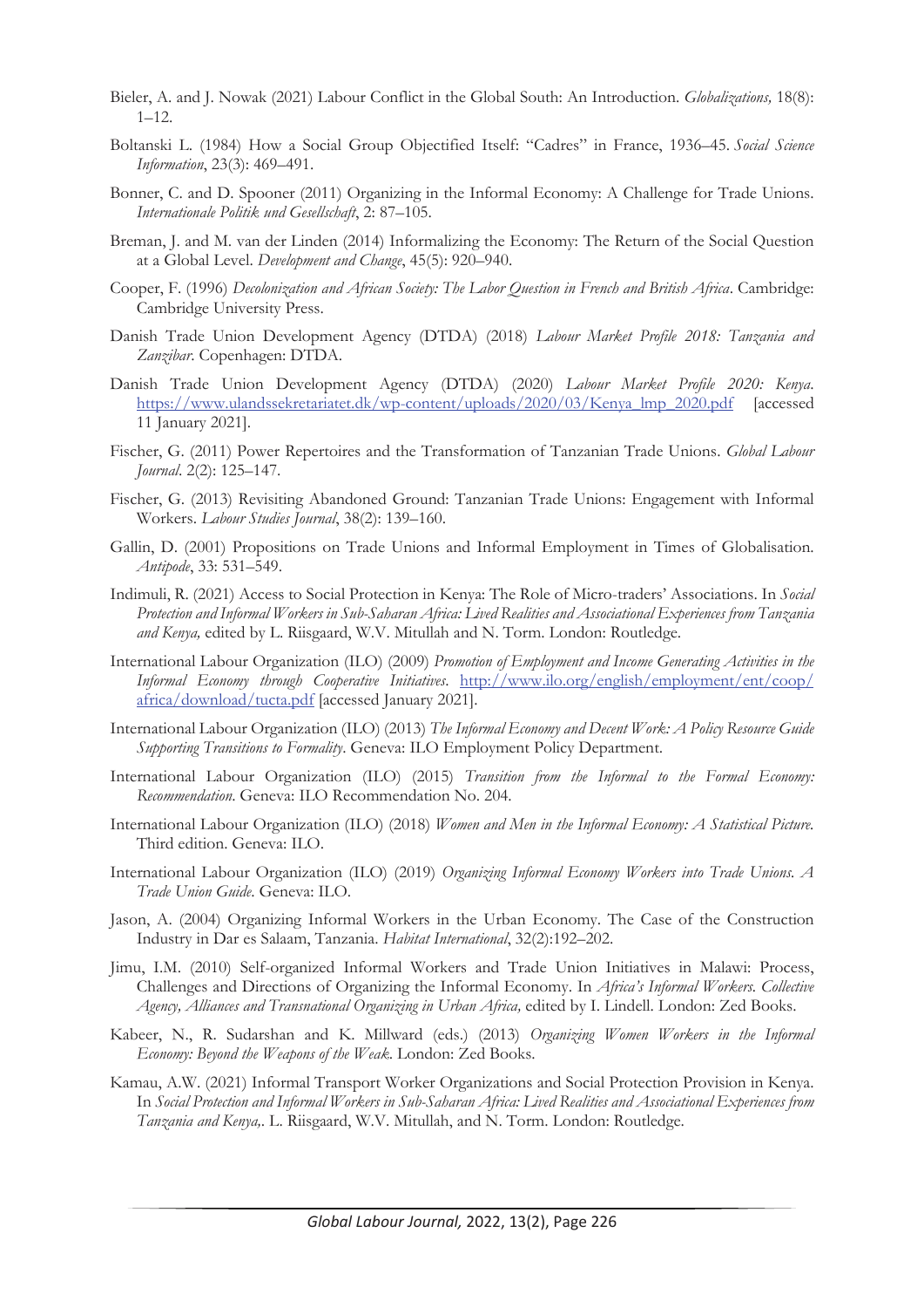Bieler, A. and J. Nowak (2021) Labour Conflict in the Global South: An Introduction. *Globalizations,* 18(8): 1–12.

Boltanski L. (1984) How a Social Group Objectified Itself: "Cadres" in France, 1936–45. *Social Science Information*, 23(3): 469–491.

Bonner, C. and D. Spooner (2011) Organizing in the Informal Economy: A Challenge for Trade Unions. *Internationale Politik und Gesellschaft*, 2: 87–105.

Breman, J. and M. van der Linden (2014) Informalizing the Economy: The Return of the Social Question at a Global Level. *Development and Change*, 45(5): 920–940.

Cooper, F. (1996) *Decolonization and African Society: The Labor Question in French and British Africa*. Cambridge: Cambridge University Press.

Danish Trade Union Development Agency (DTDA) (2018) *Labour Market Profile 2018: Tanzania and Zanzibar*. Copenhagen: DTDA.

Danish Trade Union Development Agency (DTDA) (2020) *Labour Market Profile 2020: Kenya*. https://www.ulandssekretariatet.dk/wp-content/uploads/2020/03/Kenya_lmp_2020.pdf [accessed 11 January 2021].

Fischer, G. (2011) Power Repertoires and the Transformation of Tanzanian Trade Unions. *Global Labour Journal*. 2(2): 125–147.

Fischer, G. (2013) Revisiting Abandoned Ground: Tanzanian Trade Unions: Engagement with Informal Workers. *Labour Studies Journal*, 38(2): 139–160.

Gallin, D. (2001) Propositions on Trade Unions and Informal Employment in Times of Globalisation. *Antipode*, 33: 531–549.

Indimuli, R. (2021) Access to Social Protection in Kenya: The Role of Micro-traders' Associations. In *Social Protection and Informal Workers in Sub-Saharan Africa: Lived Realities and Associational Experiences from Tanzania and Kenya,* edited by L. Riisgaard, W.V. Mitullah and N. Torm. London: Routledge.

International Labour Organization (ILO) (2009) *Promotion of Employment and Income Generating Activities in the Informal Economy through Cooperative Initiatives*. http://www.ilo.org/english/employment/ent/coop/africa/download/tucta.pdf [accessed January 2021].

International Labour Organization (ILO) (2013) *The Informal Economy and Decent Work: A Policy Resource Guide Supporting Transitions to Formality*. Geneva: ILO Employment Policy Department.

International Labour Organization (ILO) (2015) *Transition from the Informal to the Formal Economy: Recommendation*. Geneva: ILO Recommendation No. 204.

International Labour Organization (ILO) (2018) *Women and Men in the Informal Economy: A Statistical Picture*. Third edition. Geneva: ILO.

International Labour Organization (ILO) (2019) *Organizing Informal Economy Workers into Trade Unions. A Trade Union Guide*. Geneva: ILO.

Jason, A. (2004) Organizing Informal Workers in the Urban Economy. The Case of the Construction Industry in Dar es Salaam, Tanzania. *Habitat International*, 32(2):192–202.

Jimu, I.M. (2010) Self-organized Informal Workers and Trade Union Initiatives in Malawi: Process, Challenges and Directions of Organizing the Informal Economy. In *Africa's Informal Workers. Collective Agency, Alliances and Transnational Organizing in Urban Africa,* edited by I. Lindell. London: Zed Books.

Kabeer, N., R. Sudarshan and K. Millward (eds.) (2013) *Organizing Women Workers in the Informal Economy: Beyond the Weapons of the Weak*. London: Zed Books.

Kamau, A.W. (2021) Informal Transport Worker Organizations and Social Protection Provision in Kenya. In *Social Protection and Informal Workers in Sub-Saharan Africa: Lived Realities and Associational Experiences from Tanzania and Kenya,*. L. Riisgaard, W.V. Mitullah, and N. Torm. London: Routledge.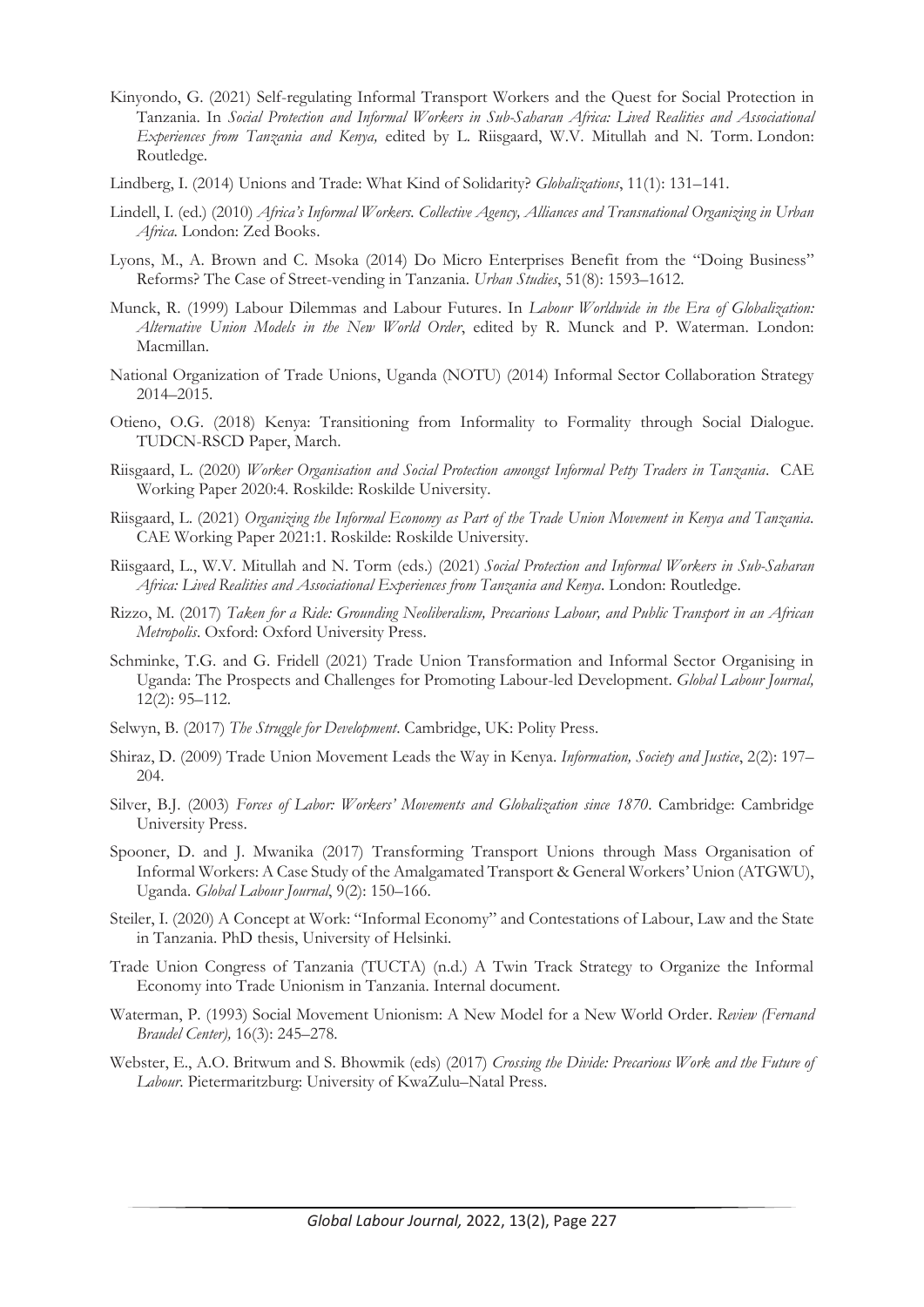Kinyondo, G. (2021) Self-regulating Informal Transport Workers and the Quest for Social Protection in Tanzania. In *Social Protection and Informal Workers in Sub-Saharan Africa: Lived Realities and Associational Experiences from Tanzania and Kenya,* edited by L. Riisgaard, W.V. Mitullah and N. Torm. London: Routledge.

Lindberg, I. (2014) Unions and Trade: What Kind of Solidarity? *Globalizations*, 11(1): 131–141.

Lindell, I. (ed.) (2010) *Africa's Informal Workers. Collective Agency, Alliances and Transnational Organizing in Urban Africa.* London: Zed Books.

Lyons, M., A. Brown and C. Msoka (2014) Do Micro Enterprises Benefit from the "Doing Business" Reforms? The Case of Street-vending in Tanzania. *Urban Studies*, 51(8): 1593–1612.

Munck, R. (1999) Labour Dilemmas and Labour Futures. In *Labour Worldwide in the Era of Globalization: Alternative Union Models in the New World Order*, edited by R. Munck and P. Waterman. London: Macmillan.

National Organization of Trade Unions, Uganda (NOTU) (2014) Informal Sector Collaboration Strategy 2014–2015.

Otieno, O.G. (2018) Kenya: Transitioning from Informality to Formality through Social Dialogue. TUDCN-RSCD Paper, March.

Riisgaard, L. (2020) *Worker Organisation and Social Protection amongst Informal Petty Traders in Tanzania*. CAE Working Paper 2020:4. Roskilde: Roskilde University.

Riisgaard, L. (2021) *Organizing the Informal Economy as Part of the Trade Union Movement in Kenya and Tanzania*. CAE Working Paper 2021:1. Roskilde: Roskilde University.

Riisgaard, L., W.V. Mitullah and N. Torm (eds.) (2021) *Social Protection and Informal Workers in Sub-Saharan Africa: Lived Realities and Associational Experiences from Tanzania and Kenya*. London: Routledge.

Rizzo, M. (2017) *Taken for a Ride: Grounding Neoliberalism, Precarious Labour, and Public Transport in an African Metropolis*. Oxford: Oxford University Press.

Schminke, T.G. and G. Fridell (2021) Trade Union Transformation and Informal Sector Organising in Uganda: The Prospects and Challenges for Promoting Labour-led Development. *Global Labour Journal,* 12(2): 95–112.

Selwyn, B. (2017) *The Struggle for Development*. Cambridge, UK: Polity Press.

Shiraz, D. (2009) Trade Union Movement Leads the Way in Kenya. *Information, Society and Justice*, 2(2): 197–204.

Silver, B.J. (2003) *Forces of Labor: Workers' Movements and Globalization since 1870*. Cambridge: Cambridge University Press.

Spooner, D. and J. Mwanika (2017) Transforming Transport Unions through Mass Organisation of Informal Workers: A Case Study of the Amalgamated Transport & General Workers' Union (ATGWU), Uganda. *Global Labour Journal*, 9(2): 150–166.

Steiler, I. (2020) A Concept at Work: "Informal Economy" and Contestations of Labour, Law and the State in Tanzania. PhD thesis, University of Helsinki.

Trade Union Congress of Tanzania (TUCTA) (n.d.) A Twin Track Strategy to Organize the Informal Economy into Trade Unionism in Tanzania. Internal document.

Waterman, P. (1993) Social Movement Unionism: A New Model for a New World Order. *Review (Fernand Braudel Center),* 16(3): 245–278.

Webster, E., A.O. Britwum and S. Bhowmik (eds) (2017) *Crossing the Divide: Precarious Work and the Future of Labour*. Pietermaritzburg: University of KwaZulu–Natal Press.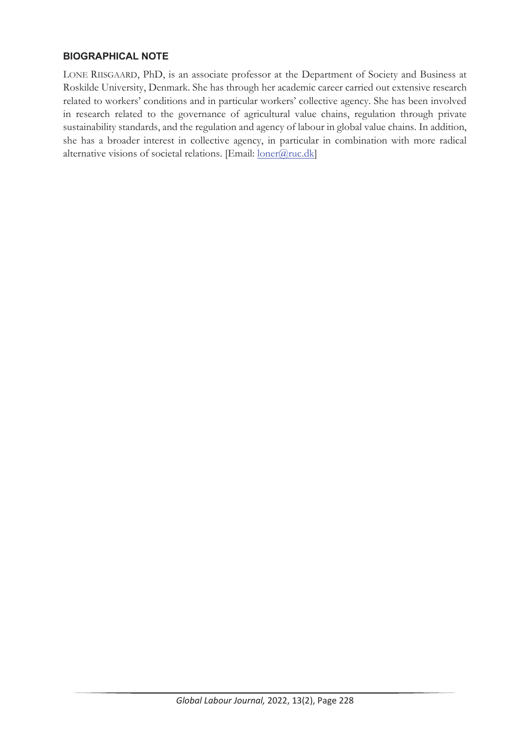## BIOGRAPHICAL NOTE

LONE RIISGAARD, PhD, is an associate professor at the Department of Society and Business at Roskilde University, Denmark. She has through her academic career carried out extensive research related to workers' conditions and in particular workers' collective agency. She has been involved in research related to the governance of agricultural value chains, regulation through private sustainability standards, and the regulation and agency of labour in global value chains. In addition, she has a broader interest in collective agency, in particular in combination with more radical alternative visions of societal relations. [Email: loner@ruc.dk]